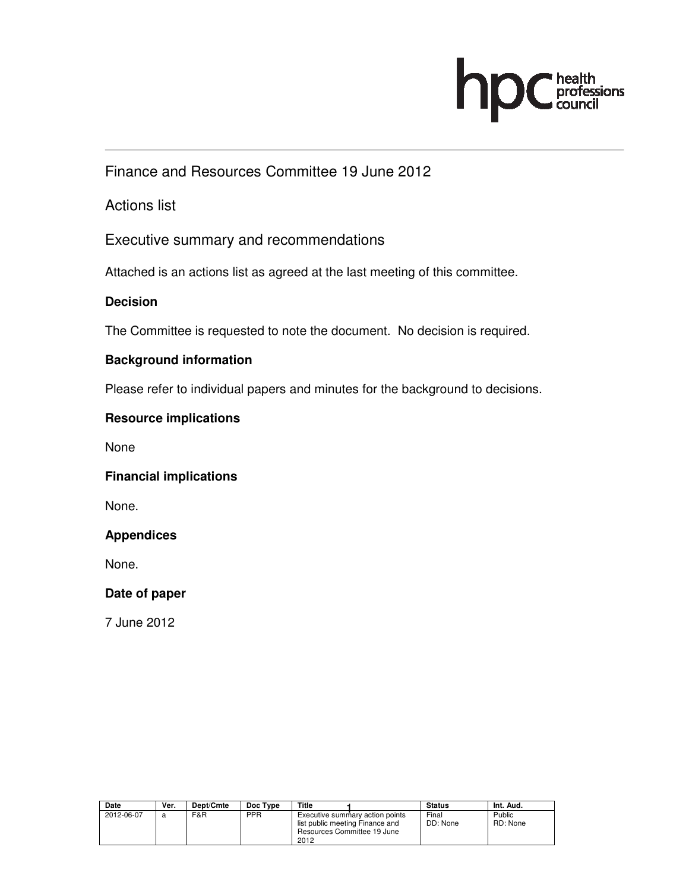## Finance and Resources Committee 19 June 2012

## Actions list

## Executive summary and recommendations

Attached is an actions list as agreed at the last meeting of this committee.

### Decision

The Committee is requested to note the document. No decision is required.

### Background information

Please refer to individual papers and minutes for the background to decisions.

### Resource implications

None

### Financial implications

None.

### Appendices

None.

### Date of paper

7 June 2012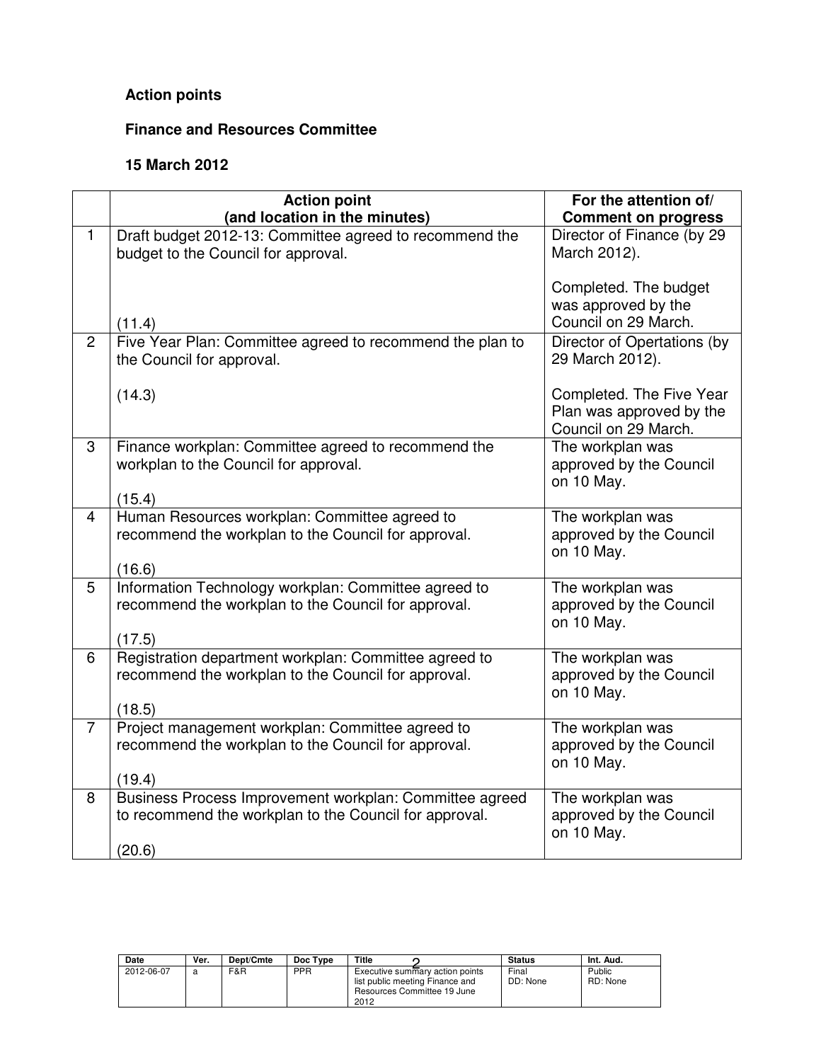**Action points**

**Finance and Resources Committee**

**15 March 2012**

| | Action point<br>(and location in the minutes) | For the attention of/<br>Comment on progress |
|---|---|---|
| 1 | Draft budget 2012-13: Committee agreed to recommend the budget to the Council for approval.<br><br>(11.4) | Director of Finance (by 29 March 2012).<br><br>Completed. The budget was approved by the Council on 29 March. |
| 2 | Five Year Plan: Committee agreed to recommend the plan to the Council for approval.<br><br>(14.3) | Director of Opertations (by 29 March 2012).<br><br>Completed. The Five Year Plan was approved by the Council on 29 March. |
| 3 | Finance workplan: Committee agreed to recommend the workplan to the Council for approval.<br><br>(15.4) | The workplan was approved by the Council on 10 May. |
| 4 | Human Resources workplan: Committee agreed to recommend the workplan to the Council for approval.<br><br>(16.6) | The workplan was approved by the Council on 10 May. |
| 5 | Information Technology workplan: Committee agreed to recommend the workplan to the Council for approval.<br><br>(17.5) | The workplan was approved by the Council on 10 May. |
| 6 | Registration department workplan: Committee agreed to recommend the workplan to the Council for approval.<br><br>(18.5) | The workplan was approved by the Council on 10 May. |
| 7 | Project management workplan: Committee agreed to recommend the workplan to the Council for approval.<br><br>(19.4) | The workplan was approved by the Council on 10 May. |
| 8 | Business Process Improvement workplan: Committee agreed to recommend the workplan to the Council for approval.<br><br>(20.6) | The workplan was approved by the Council on 10 May. |

| Date | Ver. | Dept/Cmte | Doc Type | Title | Status | Int. Aud. |
|---|---|---|---|---|---|---|
| 2012-06-07 | a | F&R | PPR | Executive summary action points list public meeting Finance and Resources Committee 19 June 2012 | Final<br>DD: None | Public<br>RD: None |